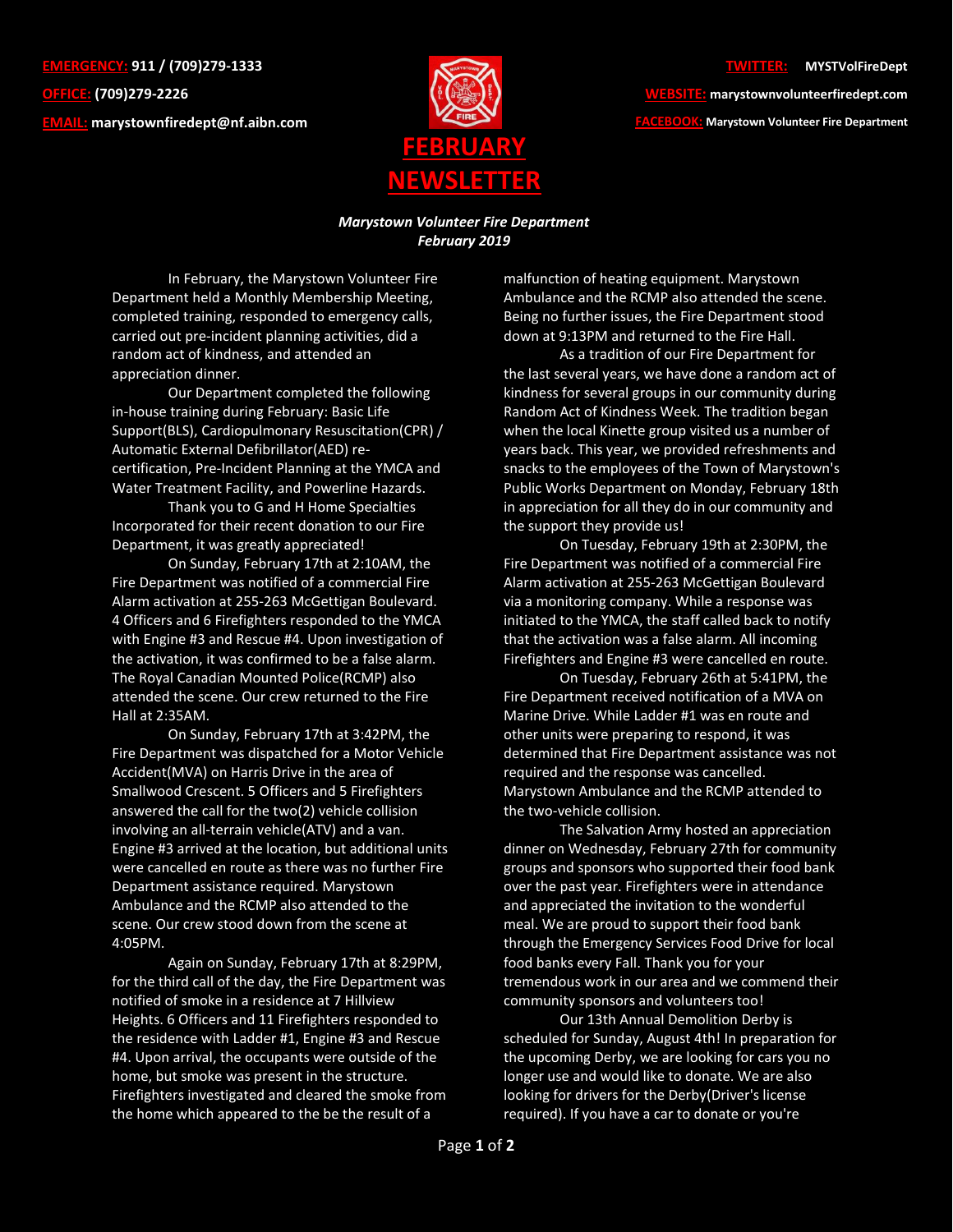**EMERGENCY:** 911 / (709)279-1333
**OFFICE:** (709)279-2226
**EMAIL:** marystownfiredept@nf.aibn.com

**TWITTER:** MYSTVolFireDept
**WEBSITE:** marystownvolunteerfiredept.com
**FACEBOOK:** Marystown Volunteer Fire Department

# FEBRUARY NEWSLETTER

***Marystown Volunteer Fire Department***
***February 2019***

In February, the Marystown Volunteer Fire Department held a Monthly Membership Meeting, completed training, responded to emergency calls, carried out pre-incident planning activities, did a random act of kindness, and attended an appreciation dinner.

Our Department completed the following in-house training during February: Basic Life Support(BLS), Cardiopulmonary Resuscitation(CPR) / Automatic External Defibrillator(AED) re-certification, Pre-Incident Planning at the YMCA and Water Treatment Facility, and Powerline Hazards.

Thank you to G and H Home Specialties Incorporated for their recent donation to our Fire Department, it was greatly appreciated!

On Sunday, February 17th at 2:10AM, the Fire Department was notified of a commercial Fire Alarm activation at 255-263 McGettigan Boulevard. 4 Officers and 6 Firefighters responded to the YMCA with Engine #3 and Rescue #4. Upon investigation of the activation, it was confirmed to be a false alarm. The Royal Canadian Mounted Police(RCMP) also attended the scene. Our crew returned to the Fire Hall at 2:35AM.

On Sunday, February 17th at 3:42PM, the Fire Department was dispatched for a Motor Vehicle Accident(MVA) on Harris Drive in the area of Smallwood Crescent. 5 Officers and 5 Firefighters answered the call for the two(2) vehicle collision involving an all-terrain vehicle(ATV) and a van. Engine #3 arrived at the location, but additional units were cancelled en route as there was no further Fire Department assistance required. Marystown Ambulance and the RCMP also attended to the scene. Our crew stood down from the scene at 4:05PM.

Again on Sunday, February 17th at 8:29PM, for the third call of the day, the Fire Department was notified of smoke in a residence at 7 Hillview Heights. 6 Officers and 11 Firefighters responded to the residence with Ladder #1, Engine #3 and Rescue #4. Upon arrival, the occupants were outside of the home, but smoke was present in the structure. Firefighters investigated and cleared the smoke from the home which appeared to the be the result of a malfunction of heating equipment. Marystown Ambulance and the RCMP also attended the scene. Being no further issues, the Fire Department stood down at 9:13PM and returned to the Fire Hall.

As a tradition of our Fire Department for the last several years, we have done a random act of kindness for several groups in our community during Random Act of Kindness Week. The tradition began when the local Kinette group visited us a number of years back. This year, we provided refreshments and snacks to the employees of the Town of Marystown's Public Works Department on Monday, February 18th in appreciation for all they do in our community and the support they provide us!

On Tuesday, February 19th at 2:30PM, the Fire Department was notified of a commercial Fire Alarm activation at 255-263 McGettigan Boulevard via a monitoring company. While a response was initiated to the YMCA, the staff called back to notify that the activation was a false alarm. All incoming Firefighters and Engine #3 were cancelled en route.

On Tuesday, February 26th at 5:41PM, the Fire Department received notification of a MVA on Marine Drive. While Ladder #1 was en route and other units were preparing to respond, it was determined that Fire Department assistance was not required and the response was cancelled. Marystown Ambulance and the RCMP attended to the two-vehicle collision.

The Salvation Army hosted an appreciation dinner on Wednesday, February 27th for community groups and sponsors who supported their food bank over the past year. Firefighters were in attendance and appreciated the invitation to the wonderful meal. We are proud to support their food bank through the Emergency Services Food Drive for local food banks every Fall. Thank you for your tremendous work in our area and we commend their community sponsors and volunteers too!

Our 13th Annual Demolition Derby is scheduled for Sunday, August 4th! In preparation for the upcoming Derby, we are looking for cars you no longer use and would like to donate. We are also looking for drivers for the Derby(Driver's license required). If you have a car to donate or you're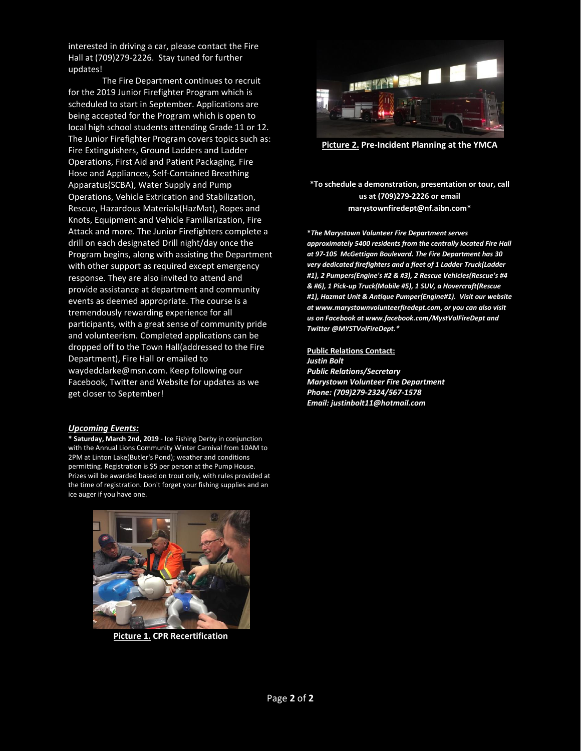interested in driving a car, please contact the Fire Hall at (709)279-2226. Stay tuned for further updates!

The Fire Department continues to recruit for the 2019 Junior Firefighter Program which is scheduled to start in September. Applications are being accepted for the Program which is open to local high school students attending Grade 11 or 12. The Junior Firefighter Program covers topics such as: Fire Extinguishers, Ground Ladders and Ladder Operations, First Aid and Patient Packaging, Fire Hose and Appliances, Self-Contained Breathing Apparatus(SCBA), Water Supply and Pump Operations, Vehicle Extrication and Stabilization, Rescue, Hazardous Materials(HazMat), Ropes and Knots, Equipment and Vehicle Familiarization, Fire Attack and more. The Junior Firefighters complete a drill on each designated Drill night/day once the Program begins, along with assisting the Department with other support as required except emergency response. They are also invited to attend and provide assistance at department and community events as deemed appropriate. The course is a tremendously rewarding experience for all participants, with a great sense of community pride and volunteerism. Completed applications can be dropped off to the Town Hall(addressed to the Fire Department), Fire Hall or emailed to waydedclarke@msn.com. Keep following our Facebook, Twitter and Website for updates as we get closer to September!

***Upcoming Events:***

**\* Saturday, March 2nd, 2019** - Ice Fishing Derby in conjunction with the Annual Lions Community Winter Carnival from 10AM to 2PM at Linton Lake(Butler's Pond); weather and conditions permitting. Registration is $5 per person at the Pump House. Prizes will be awarded based on trout only, with rules provided at the time of registration. Don't forget your fishing supplies and an ice auger if you have one.

**Picture 1. CPR Recertification**

**Picture 2. Pre-Incident Planning at the YMCA**

**\*To schedule a demonstration, presentation or tour, call us at (709)279-2226 or email marystownfiredept@nf.aibn.com\***

***\*The Marystown Volunteer Fire Department serves approximately 5400 residents from the centrally located Fire Hall at 97-105 McGettigan Boulevard. The Fire Department has 30 very dedicated firefighters and a fleet of 1 Ladder Truck(Ladder #1), 2 Pumpers(Engine's #2 & #3), 2 Rescue Vehicles(Rescue's #4 & #6), 1 Pick-up Truck(Mobile #5), 1 SUV, a Hovercraft(Rescue #1), Hazmat Unit & Antique Pumper(Engine#1). Visit our website at www.marystownvolunteerfiredept.com, or you can also visit us on Facebook at www.facebook.com/MystVolFireDept and Twitter @MYSTVolFireDept.\****

**Public Relations Contact:**
***Justin Bolt***
***Public Relations/Secretary***
***Marystown Volunteer Fire Department***
***Phone: (709)279-2324/567-1578***
***Email: justinbolt11@hotmail.com***